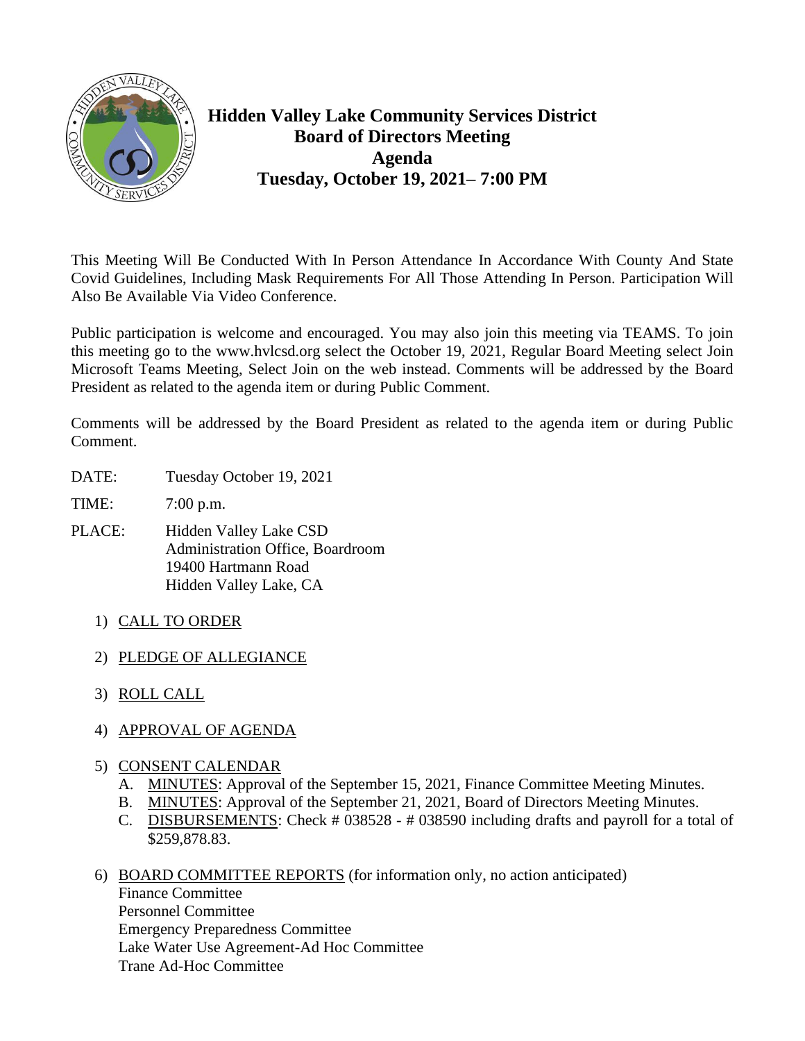# Hidden Valley Lake Community Services District
## Board of Directors Meeting
## Agenda
## Tuesday, October 19, 2021– 7:00 PM

This Meeting Will Be Conducted With In Person Attendance In Accordance With County And State Covid Guidelines, Including Mask Requirements For All Those Attending In Person. Participation Will Also Be Available Via Video Conference.

Public participation is welcome and encouraged. You may also join this meeting via TEAMS. To join this meeting go to the www.hvlcsd.org select the October 19, 2021, Regular Board Meeting select Join Microsoft Teams Meeting, Select Join on the web instead. Comments will be addressed by the Board President as related to the agenda item or during Public Comment.

Comments will be addressed by the Board President as related to the agenda item or during Public Comment.

DATE: Tuesday October 19, 2021

TIME: 7:00 p.m.

PLACE: Hidden Valley Lake CSD
Administration Office, Boardroom
19400 Hartmann Road
Hidden Valley Lake, CA

1) CALL TO ORDER

2) PLEDGE OF ALLEGIANCE

3) ROLL CALL

4) APPROVAL OF AGENDA

5) CONSENT CALENDAR
   A. MINUTES: Approval of the September 15, 2021, Finance Committee Meeting Minutes.
   B. MINUTES: Approval of the September 21, 2021, Board of Directors Meeting Minutes.
   C. DISBURSEMENTS: Check # 038528 - # 038590 including drafts and payroll for a total of $259,878.83.

6) BOARD COMMITTEE REPORTS (for information only, no action anticipated)
   Finance Committee
   Personnel Committee
   Emergency Preparedness Committee
   Lake Water Use Agreement-Ad Hoc Committee
   Trane Ad-Hoc Committee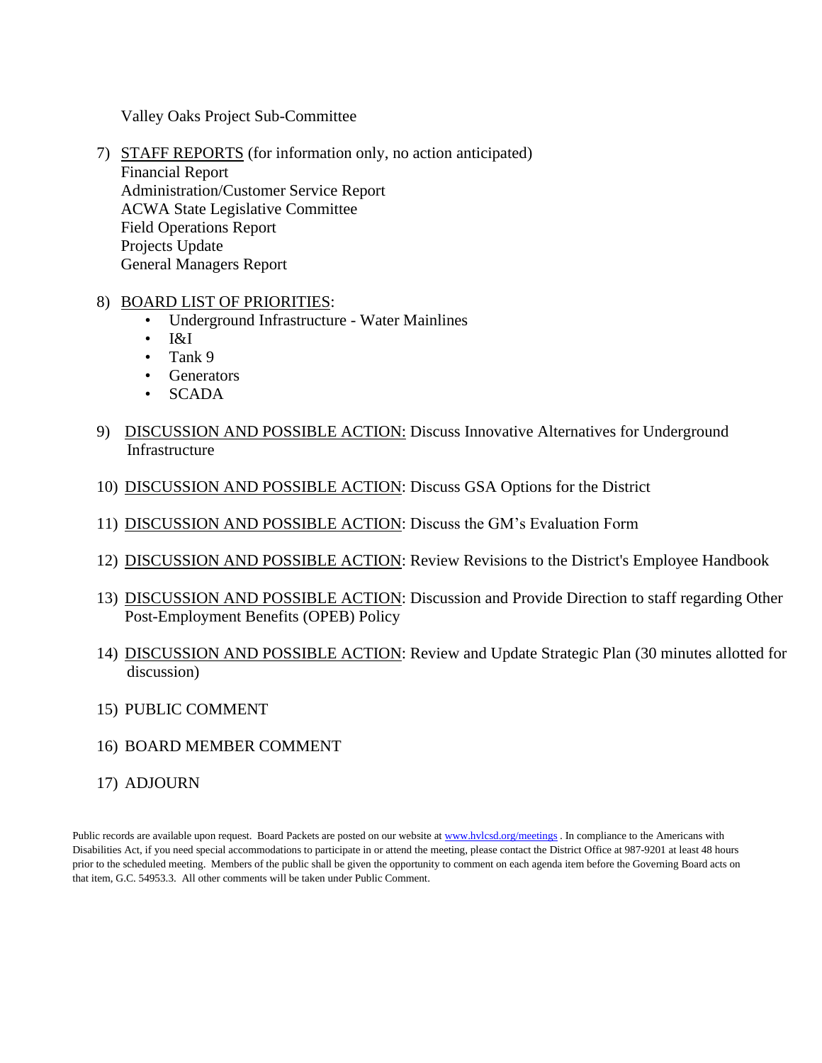Valley Oaks Project Sub-Committee

7) STAFF REPORTS (for information only, no action anticipated)
   Financial Report
   Administration/Customer Service Report
   ACWA State Legislative Committee
   Field Operations Report
   Projects Update
   General Managers Report

8) BOARD LIST OF PRIORITIES:
   - Underground Infrastructure - Water Mainlines
   - I&I
   - Tank 9
   - Generators
   - SCADA

9) DISCUSSION AND POSSIBLE ACTION: Discuss Innovative Alternatives for Underground Infrastructure

10) DISCUSSION AND POSSIBLE ACTION: Discuss GSA Options for the District

11) DISCUSSION AND POSSIBLE ACTION: Discuss the GM's Evaluation Form

12) DISCUSSION AND POSSIBLE ACTION: Review Revisions to the District's Employee Handbook

13) DISCUSSION AND POSSIBLE ACTION: Discussion and Provide Direction to staff regarding Other Post-Employment Benefits (OPEB) Policy

14) DISCUSSION AND POSSIBLE ACTION: Review and Update Strategic Plan (30 minutes allotted for discussion)

15) PUBLIC COMMENT

16) BOARD MEMBER COMMENT

17) ADJOURN

Public records are available upon request. Board Packets are posted on our website at www.hvlcsd.org/meetings . In compliance to the Americans with Disabilities Act, if you need special accommodations to participate in or attend the meeting, please contact the District Office at 987-9201 at least 48 hours prior to the scheduled meeting. Members of the public shall be given the opportunity to comment on each agenda item before the Governing Board acts on that item, G.C. 54953.3. All other comments will be taken under Public Comment.